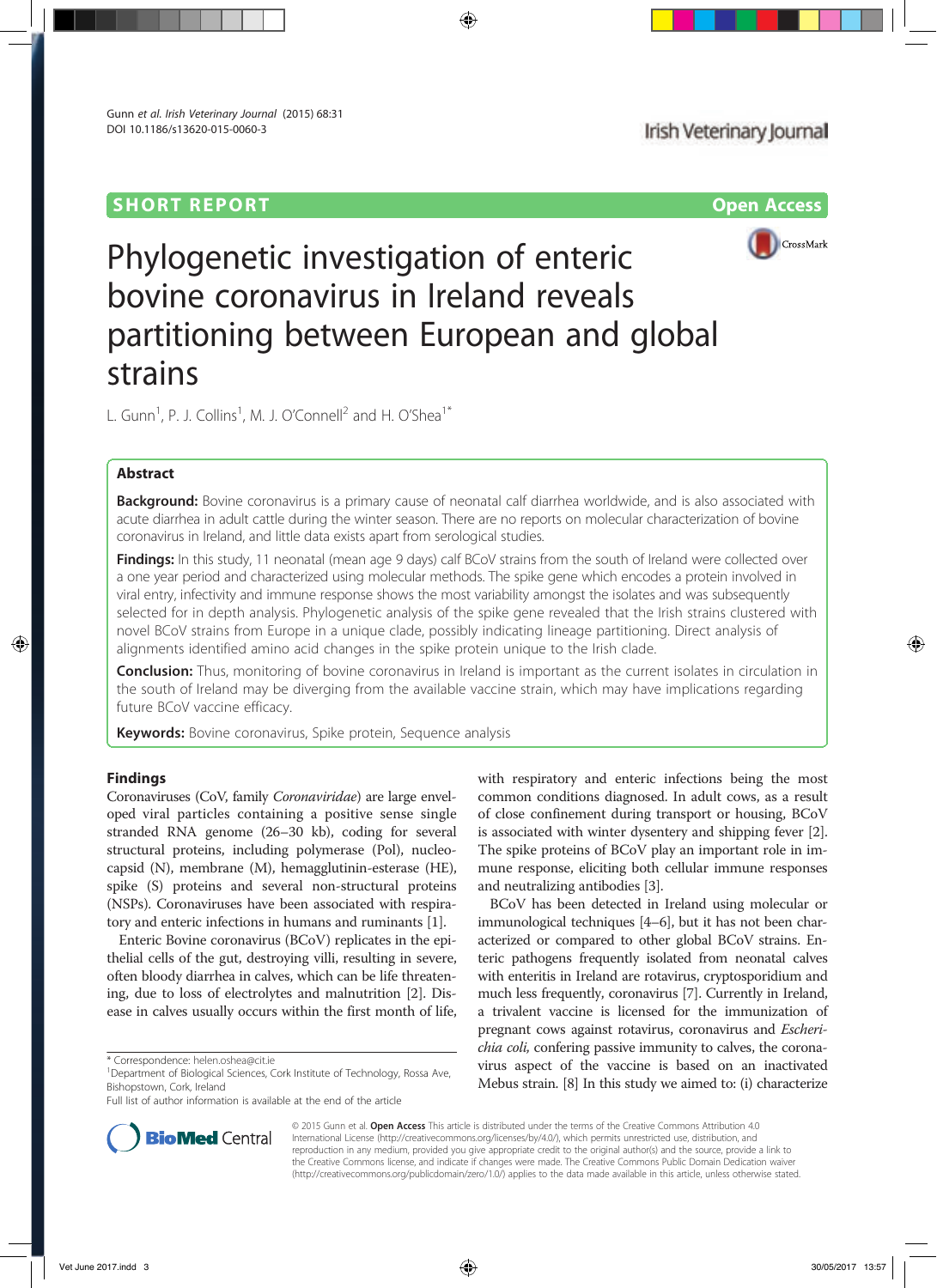SHORT REPORT

Open Access

# Phylogenetic investigation of enteric bovine coronavirus in Ireland reveals partitioning between European and global strains

L. Gunn[1], P. J. Collins[1], M. J. O'Connell[2] and H. O'Shea[1*]

## Abstract

**Background:** Bovine coronavirus is a primary cause of neonatal calf diarrhea worldwide, and is also associated with acute diarrhea in adult cattle during the winter season. There are no reports on molecular characterization of bovine coronavirus in Ireland, and little data exists apart from serological studies.

**Findings:** In this study, 11 neonatal (mean age 9 days) calf BCoV strains from the south of Ireland were collected over a one year period and characterized using molecular methods. The spike gene which encodes a protein involved in viral entry, infectivity and immune response shows the most variability amongst the isolates and was subsequently selected for in depth analysis. Phylogenetic analysis of the spike gene revealed that the Irish strains clustered with novel BCoV strains from Europe in a unique clade, possibly indicating lineage partitioning. Direct analysis of alignments identified amino acid changes in the spike protein unique to the Irish clade.

**Conclusion:** Thus, monitoring of bovine coronavirus in Ireland is important as the current isolates in circulation in the south of Ireland may be diverging from the available vaccine strain, which may have implications regarding future BCoV vaccine efficacy.

**Keywords:** Bovine coronavirus, Spike protein, Sequence analysis

## Findings

Coronaviruses (CoV, family *Coronaviridae*) are large enveloped viral particles containing a positive sense single stranded RNA genome (26–30 kb), coding for several structural proteins, including polymerase (Pol), nucleocapsid (N), membrane (M), hemagglutinin-esterase (HE), spike (S) proteins and several non-structural proteins (NSPs). Coronaviruses have been associated with respiratory and enteric infections in humans and ruminants [1].

Enteric Bovine coronavirus (BCoV) replicates in the epithelial cells of the gut, destroying villi, resulting in severe, often bloody diarrhea in calves, which can be life threatening, due to loss of electrolytes and malnutrition [2]. Disease in calves usually occurs within the first month of life, with respiratory and enteric infections being the most common conditions diagnosed. In adult cows, as a result of close confinement during transport or housing, BCoV is associated with winter dysentery and shipping fever [2]. The spike proteins of BCoV play an important role in immune response, eliciting both cellular immune responses and neutralizing antibodies [3].

BCoV has been detected in Ireland using molecular or immunological techniques [4–6], but it has not been characterized or compared to other global BCoV strains. Enteric pathogens frequently isolated from neonatal calves with enteritis in Ireland are rotavirus, cryptosporidium and much less frequently, coronavirus [7]. Currently in Ireland, a trivalent vaccine is licensed for the immunization of pregnant cows against rotavirus, coronavirus and *Escherichia coli,* confering passive immunity to calves, the coronavirus aspect of the vaccine is based on an inactivated Mebus strain. [8] In this study we aimed to: (i) characterize

\* Correspondence: helen.oshea@cit.ie
[1]Department of Biological Sciences, Cork Institute of Technology, Rossa Ave, Bishopstown, Cork, Ireland
Full list of author information is available at the end of the article

© 2015 Gunn et al. **Open Access** This article is distributed under the terms of the Creative Commons Attribution 4.0 International License (http://creativecommons.org/licenses/by/4.0/), which permits unrestricted use, distribution, and reproduction in any medium, provided you give appropriate credit to the original author(s) and the source, provide a link to the Creative Commons license, and indicate if changes were made. The Creative Commons Public Domain Dedication waiver (http://creativecommons.org/publicdomain/zero/1.0/) applies to the data made available in this article, unless otherwise stated.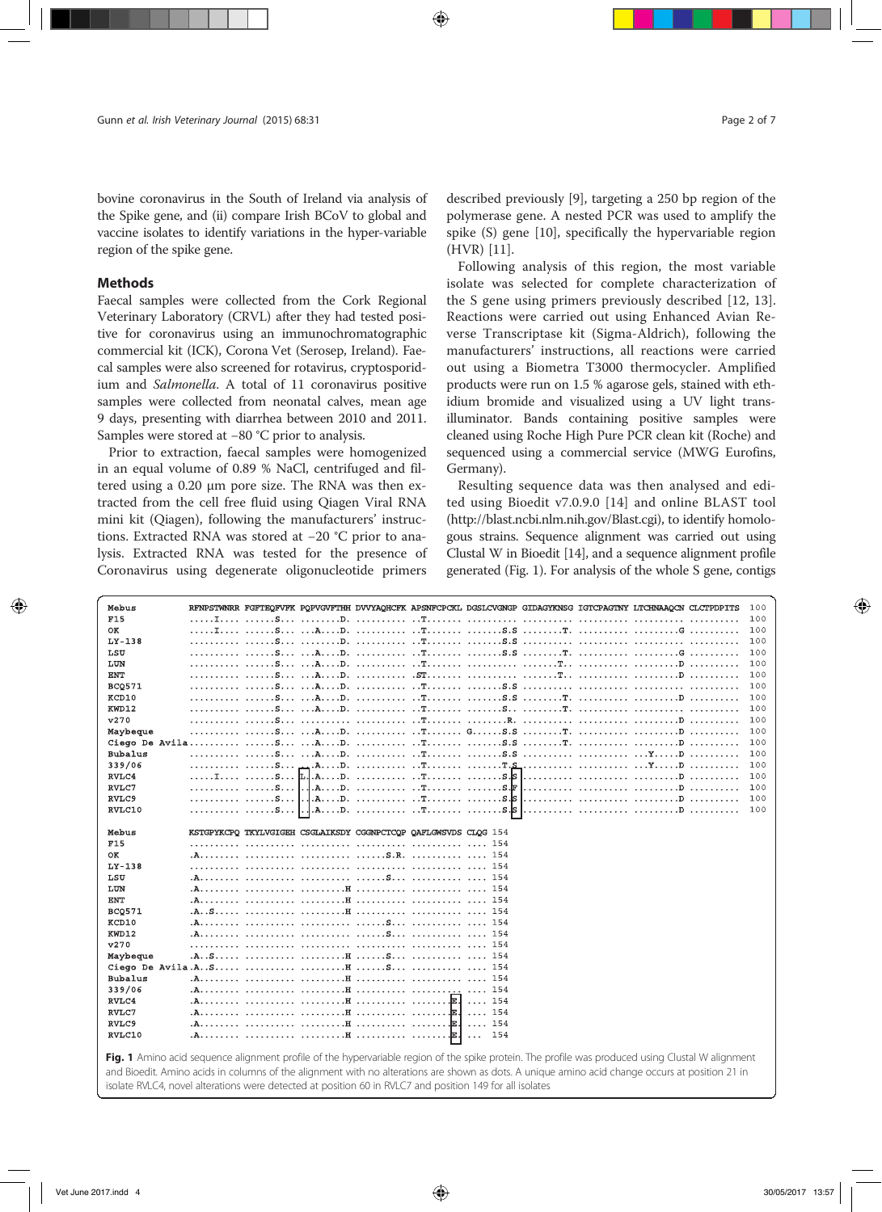bovine coronavirus in the South of Ireland via analysis of the Spike gene, and (ii) compare Irish BCoV to global and vaccine isolates to identify variations in the hyper-variable region of the spike gene.

## Methods

Faecal samples were collected from the Cork Regional Veterinary Laboratory (CRVL) after they had tested positive for coronavirus using an immunochromatographic commercial kit (ICK), Corona Vet (Serosep, Ireland). Faecal samples were also screened for rotavirus, cryptosporidium and *Salmonella*. A total of 11 coronavirus positive samples were collected from neonatal calves, mean age 9 days, presenting with diarrhea between 2010 and 2011. Samples were stored at −80 °C prior to analysis.

Prior to extraction, faecal samples were homogenized in an equal volume of 0.89 % NaCl, centrifuged and filtered using a 0.20 μm pore size. The RNA was then extracted from the cell free fluid using Qiagen Viral RNA mini kit (Qiagen), following the manufacturers' instructions. Extracted RNA was stored at −20 °C prior to analysis. Extracted RNA was tested for the presence of Coronavirus using degenerate oligonucleotide primers described previously [9], targeting a 250 bp region of the polymerase gene. A nested PCR was used to amplify the spike (S) gene [10], specifically the hypervariable region (HVR) [11].

Following analysis of this region, the most variable isolate was selected for complete characterization of the S gene using primers previously described [12, 13]. Reactions were carried out using Enhanced Avian Reverse Transcriptase kit (Sigma-Aldrich), following the manufacturers' instructions, all reactions were carried out using a Biometra T3000 thermocycler. Amplified products were run on 1.5 % agarose gels, stained with ethidium bromide and visualized using a UV light transilluminator. Bands containing positive samples were cleaned using Roche High Pure PCR clean kit (Roche) and sequenced using a commercial service (MWG Eurofins, Germany).

Resulting sequence data was then analysed and edited using Bioedit v7.0.9.0 [14] and online BLAST tool (http://blast.ncbi.nlm.nih.gov/Blast.cgi), to identify homologous strains. Sequence alignment was carried out using Clustal W in Bioedit [14], and a sequence alignment profile generated (Fig. 1). For analysis of the whole S gene, contigs

```
Mebus          RFNPSTWNRR FGFTEQFVFK PQPVGVFTHH DVVYAQHCFK APSNFCPCKL DGSLCVGNGP GIDAGYKNSG IGTCPAGTNY LTCHNAAQCN CLCTPDPITS 100
F15            .....I.... ......S... ........D. .......... ..T....... .......... .......... .......... .......... .......... 100
OK             .....I.... ......S... ...A....D. .......... ..T....... .......S.S ........T. .......... .........G .......... 100
LY-138         .......... ......S... ........D. .......... ..T....... .......S.S .......... .......... .......... .......... 100
LSU            .......... ......S... ...A....D. .......... ..T....... .......S.S ........T. .......... .........G .......... 100
LUN            .......... ......S... ...A....D. .......... ..T....... .......... .......T.. .......... .........D .......... 100
ENT            .......... ......S... ...A....D. .......... .ST....... .......... .......T.. .......... .........D .......... 100
BCQ571         .......... ......S... ...A....D. .......... ..T....... .......S.S .......... .......... .......... .......... 100
KCD10          .......... ......S... ...A....D. .......... ..T....... .......S.S ........T. .......... .........D .......... 100
KWD12          .......... ......S... ...A....D. .......... ..T....... .......S.. ........T. .......... .......... .......... 100
v270           .......... ......S... .......... .......... ..T....... ........R. .......... .......... .........D .......... 100
Maybeque       .......... ......S... ...A....D. .......... ..T....... G......S.S ........T. .......... .........D .......... 100
Ciego De Avila.......... ......S... ...A....D. .......... ..T....... .......S.S ........T. .......... .........D .......... 100
Bubalus        .......... ......S... ...A....D. .......... ..T....... .......S.S .......... .......... ...Y.....D .......... 100
339/06         .......... ......S... ...A....D. .......... ..T....... .......T.S .......... .......... ...Y.....D .......... 100
RVLC4          .....I.... ......S... L..A....D. .......... ..T....... .......S.S .......... .......... .........D .......... 100
RVLC7          .......... ......S... ...A....D. .......... ..T....... .......S.F .......... .......... .........D .......... 100
RVLC9          .......... ......S... ...A....D. .......... ..T....... .......S.S .......... .......... .........D .......... 100
RVLC10         .......... ......S... ...A....D. .......... ..T....... .......S.S .......... .......... .........D .......... 100

Mebus          KSTGPYKCPQ TKYLVGIGEH CSGLAIKSDY CGGNPCTCQP QAFLGWSVDS CLQG 154
F15            .......... .......... .......... .......... .......... .... 154
OK             .A........ .......... .......... ......S.R. .......... .... 154
LY-138         .......... .......... .......... .......... .......... .... 154
LSU            .A........ .......... .......... ......S... .......... .... 154
LUN            .A........ .......... .........H .......... .......... .... 154
ENT            .A........ .......... .........H .......... .......... .... 154
BCQ571         .A..S..... .......... .........H .......... .......... .... 154
KCD10          .A........ .......... .......... ......S... .......... .... 154
KWD12          .A........ .......... .......... ......S... .......... .... 154
v270           .......... .......... .......... .......... .......... .... 154
Maybeque       .A..S..... .......... .........H ......S... .......... .... 154
Ciego De Avila.A..S..... .......... .........H ......S... .......... .... 154
Bubalus        .A........ .......... .........H .......... .......... .... 154
339/06         .A........ .......... .........H .......... .......... .... 154
RVLC4          .A........ .......... .........H .......... ........E. .... 154
RVLC7          .A........ .......... .........H .......... ........E. .... 154
RVLC9          .A........ .......... .........H .......... ........E. .... 154
RVLC10         .A........ .......... .........H .......... ........E. ... 154
```

**Fig. 1** Amino acid sequence alignment profile of the hypervariable region of the spike protein. The profile was produced using Clustal W alignment and Bioedit. Amino acids in columns of the alignment with no alterations are shown as dots. A unique amino acid change occurs at position 21 in isolate RVLC4, novel alterations were detected at position 60 in RVLC7 and position 149 for all isolates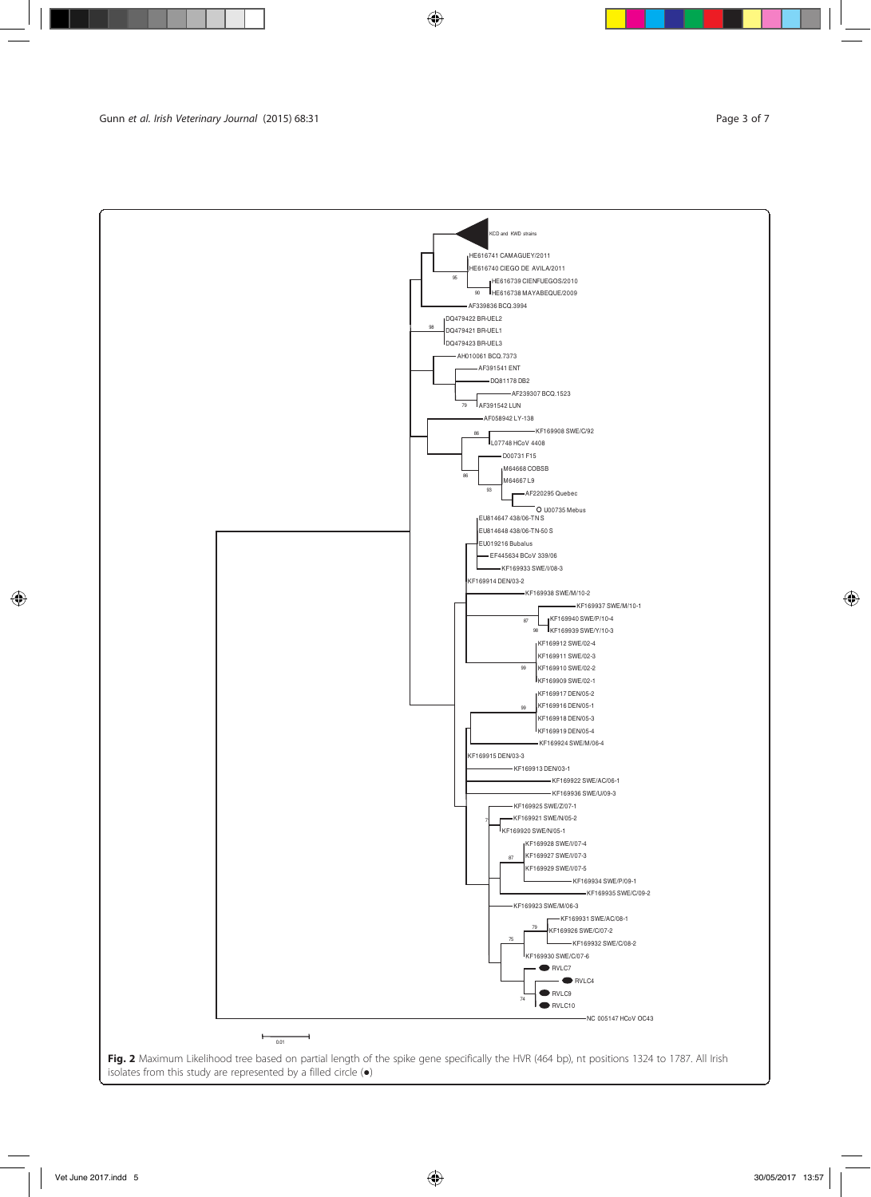**Fig. 2** Maximum Likelihood tree based on partial length of the spike gene specifically the HVR (464 bp), nt positions 1324 to 1787. All Irish isolates from this study are represented by a filled circle (●)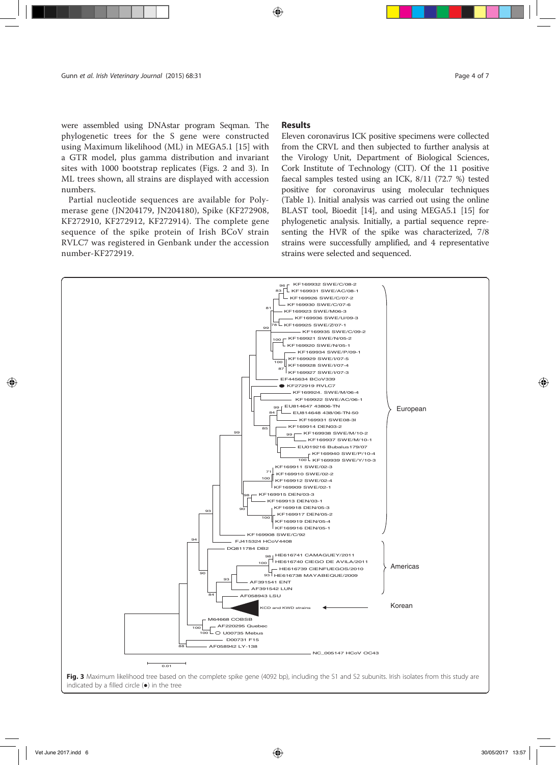were assembled using DNAstar program Seqman. The phylogenetic trees for the S gene were constructed using Maximum likelihood (ML) in MEGA5.1 [15] with a GTR model, plus gamma distribution and invariant sites with 1000 bootstrap replicates (Figs. 2 and 3). In ML trees shown, all strains are displayed with accession numbers.

Partial nucleotide sequences are available for Polymerase gene (JN204179, JN204180), Spike (KF272908, KF272910, KF272912, KF272914). The complete gene sequence of the spike protein of Irish BCoV strain RVLC7 was registered in Genbank under the accession number-KF272919.

## Results

Eleven coronavirus ICK positive specimens were collected from the CRVL and then subjected to further analysis at the Virology Unit, Department of Biological Sciences, Cork Institute of Technology (CIT). Of the 11 positive faecal samples tested using an ICK, 8/11 (72.7 %) tested positive for coronavirus using molecular techniques (Table 1). Initial analysis was carried out using the online BLAST tool, Bioedit [14], and using MEGA5.1 [15] for phylogenetic analysis. Initially, a partial sequence representing the HVR of the spike was characterized, 7/8 strains were successfully amplified, and 4 representative strains were selected and sequenced.

**Fig. 3** Maximum likelihood tree based on the complete spike gene (4092 bp), including the S1 and S2 subunits. Irish isolates from this study are indicated by a filled circle (●) in the tree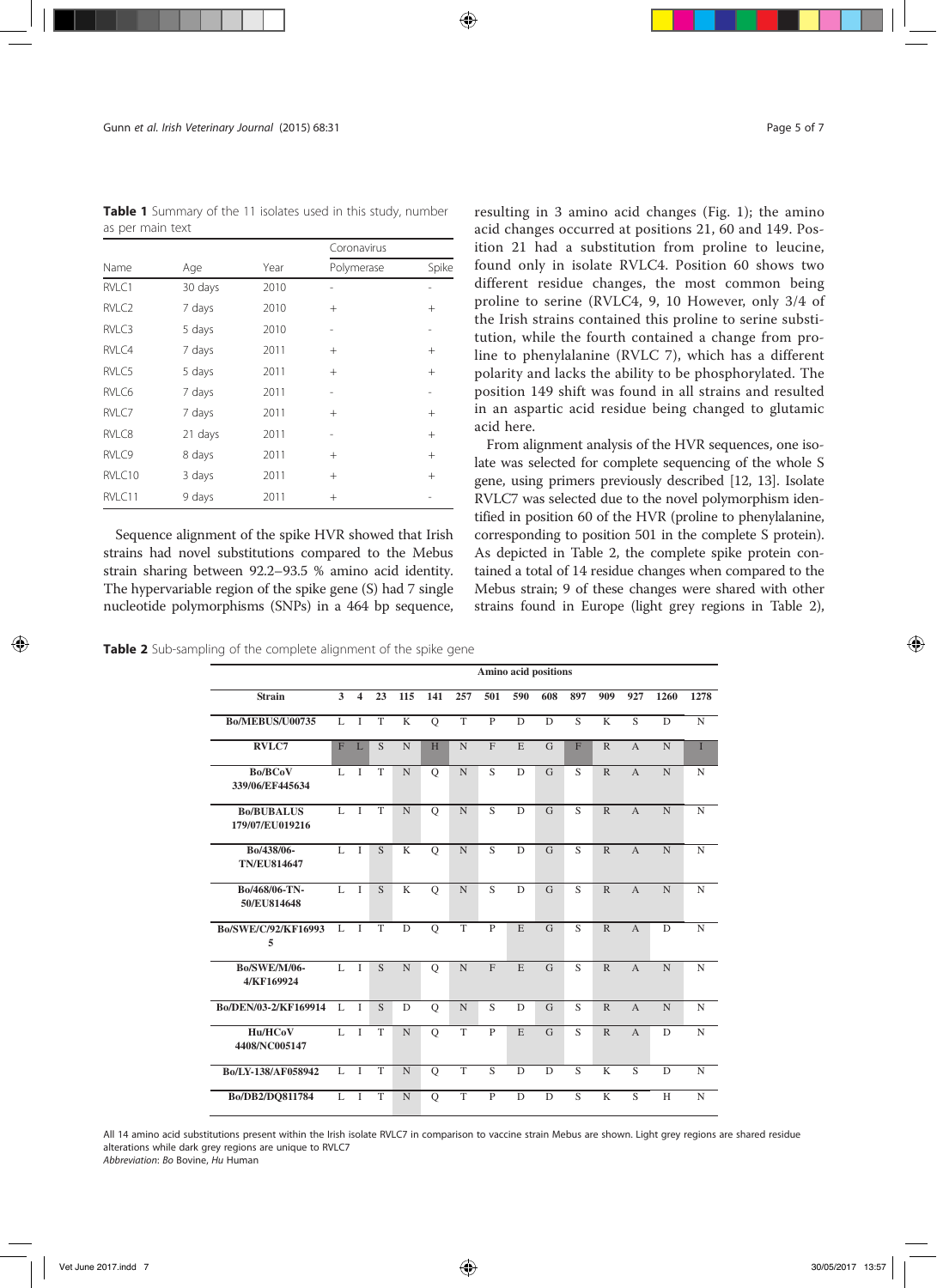**Table 1** Summary of the 11 isolates used in this study, number as per main text

| Name | Age | Year | Coronavirus | |
|---|---|---|---|---|
| | | | Polymerase | Spike |
| RVLC1 | 30 days | 2010 | - | - |
| RVLC2 | 7 days | 2010 | + | + |
| RVLC3 | 5 days | 2010 | - | - |
| RVLC4 | 7 days | 2011 | + | + |
| RVLC5 | 5 days | 2011 | + | + |
| RVLC6 | 7 days | 2011 | - | - |
| RVLC7 | 7 days | 2011 | + | + |
| RVLC8 | 21 days | 2011 | - | + |
| RVLC9 | 8 days | 2011 | + | + |
| RVLC10 | 3 days | 2011 | + | + |
| RVLC11 | 9 days | 2011 | + | - |

Sequence alignment of the spike HVR showed that Irish strains had novel substitutions compared to the Mebus strain sharing between 92.2–93.5 % amino acid identity. The hypervariable region of the spike gene (S) had 7 single nucleotide polymorphisms (SNPs) in a 464 bp sequence, resulting in 3 amino acid changes (Fig. 1); the amino acid changes occurred at positions 21, 60 and 149. Position 21 had a substitution from proline to leucine, found only in isolate RVLC4. Position 60 shows two different residue changes, the most common being proline to serine (RVLC4, 9, 10 However, only 3/4 of the Irish strains contained this proline to serine substitution, while the fourth contained a change from proline to phenylalanine (RVLC 7), which has a different polarity and lacks the ability to be phosphorylated. The position 149 shift was found in all strains and resulted in an aspartic acid residue being changed to glutamic acid here.

From alignment analysis of the HVR sequences, one isolate was selected for complete sequencing of the whole S gene, using primers previously described [12, 13]. Isolate RVLC7 was selected due to the novel polymorphism identified in position 60 of the HVR (proline to phenylalanine, corresponding to position 501 in the complete S protein). As depicted in Table 2, the complete spike protein contained a total of 14 residue changes when compared to the Mebus strain; 9 of these changes were shared with other strains found in Europe (light grey regions in Table 2),

**Table 2** Sub-sampling of the complete alignment of the spike gene

| Strain | Amino acid positions | | | | | | | | | | | | | |
|---|---|---|---|---|---|---|---|---|---|---|---|---|---|---|
| | 3 | 4 | 23 | 115 | 141 | 257 | 501 | 590 | 608 | 897 | 909 | 927 | 1260 | 1278 |
| Bo/MEBUS/U00735 | L | I | T | K | Q | T | P | D | D | S | K | S | D | N |
| RVLC7 | F | L | S | N | H | N | F | E | G | F | R | A | N | I |
| Bo/BCoV 339/06/EF445634 | L | I | T | N | Q | N | S | D | G | S | R | A | N | N |
| Bo/BUBALUS 179/07/EU019216 | L | I | T | N | Q | N | S | D | G | S | R | A | N | N |
| Bo/438/06-TN/EU814647 | L | I | S | K | Q | N | S | D | G | S | R | A | N | N |
| Bo/468/06-TN-50/EU814648 | L | I | S | K | Q | N | S | D | G | S | R | A | N | N |
| Bo/SWE/C/92/KF169935 | L | I | T | D | Q | T | P | E | G | S | R | A | D | N |
| Bo/SWE/M/06-4/KF169924 | L | I | S | N | Q | N | F | E | G | S | R | A | N | N |
| Bo/DEN/03-2/KF169914 | L | I | S | D | Q | N | S | D | G | S | R | A | N | N |
| Hu/HCoV 4408/NC005147 | L | I | T | N | Q | T | P | E | G | S | R | A | D | N |
| Bo/LY-138/AF058942 | L | I | T | N | Q | T | S | D | D | S | K | S | D | N |
| Bo/DB2/DQ811784 | L | I | T | N | Q | T | P | D | D | S | K | S | H | N |

All 14 amino acid substitutions present within the Irish isolate RVLC7 in comparison to vaccine strain Mebus are shown. Light grey regions are shared residue alterations while dark grey regions are unique to RVLC7
*Abbreviation*: *Bo* Bovine, *Hu* Human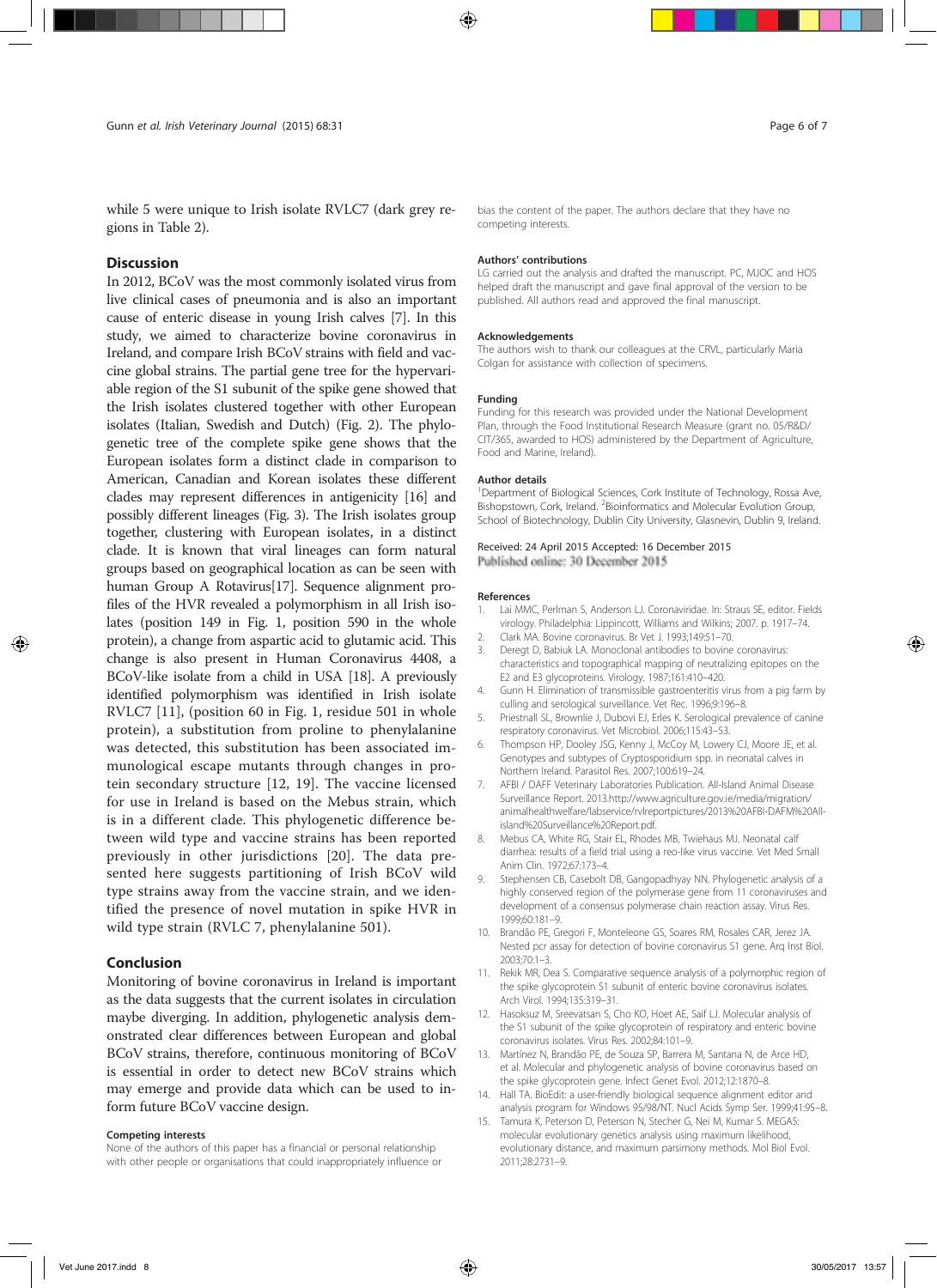while 5 were unique to Irish isolate RVLC7 (dark grey regions in Table 2).

## Discussion

In 2012, BCoV was the most commonly isolated virus from live clinical cases of pneumonia and is also an important cause of enteric disease in young Irish calves [7]. In this study, we aimed to characterize bovine coronavirus in Ireland, and compare Irish BCoV strains with field and vaccine global strains. The partial gene tree for the hypervariable region of the S1 subunit of the spike gene showed that the Irish isolates clustered together with other European isolates (Italian, Swedish and Dutch) (Fig. 2). The phylogenetic tree of the complete spike gene shows that the European isolates form a distinct clade in comparison to American, Canadian and Korean isolates these different clades may represent differences in antigenicity [16] and possibly different lineages (Fig. 3). The Irish isolates group together, clustering with European isolates, in a distinct clade. It is known that viral lineages can form natural groups based on geographical location as can be seen with human Group A Rotavirus[17]. Sequence alignment profiles of the HVR revealed a polymorphism in all Irish isolates (position 149 in Fig. 1, position 590 in the whole protein), a change from aspartic acid to glutamic acid. This change is also present in Human Coronavirus 4408, a BCoV-like isolate from a child in USA [18]. A previously identified polymorphism was identified in Irish isolate RVLC7 [11], (position 60 in Fig. 1, residue 501 in whole protein), a substitution from proline to phenylalanine was detected, this substitution has been associated with immunological escape mutants through changes in protein secondary structure [12, 19]. The vaccine licensed for use in Ireland is based on the Mebus strain, which is in a different clade. This phylogenetic difference between wild type and vaccine strains has been reported previously in other jurisdictions [20]. The data presented here suggests partitioning of Irish BCoV wild type strains away from the vaccine strain, and we identified the presence of novel mutation in spike HVR in wild type strain (RVLC 7, phenylalanine 501).

## Conclusion

Monitoring of bovine coronavirus in Ireland is important as the data suggests that the current isolates in circulation maybe diverging. In addition, phylogenetic analysis demonstrated clear differences between European and global BCoV strains, therefore, continuous monitoring of BCoV is essential in order to detect new BCoV strains which may emerge and provide data which can be used to inform future BCoV vaccine design.

### Competing interests

None of the authors of this paper has a financial or personal relationship with other people or organisations that could inappropriately influence or bias the content of the paper. The authors declare that they have no competing interests.

### Authors' contributions

LG carried out the analysis and drafted the manuscript. PC, MJOC and HOS helped draft the manuscript and gave final approval of the version to be published. All authors read and approved the final manuscript.

### Acknowledgements

The authors wish to thank our colleagues at the CRVL, particularly Maria Colgan for assistance with collection of specimens.

### Funding

Funding for this research was provided under the National Development Plan, through the Food Institutional Research Measure (grant no. 05/R&D/CIT/365, awarded to HOS) administered by the Department of Agriculture, Food and Marine, Ireland).

### Author details

[1]Department of Biological Sciences, Cork Institute of Technology, Rossa Ave, Bishopstown, Cork, Ireland. [2]Bioinformatics and Molecular Evolution Group, School of Biotechnology, Dublin City University, Glasnevin, Dublin 9, Ireland.

Received: 24 April 2015 Accepted: 16 December 2015
Published online: 30 December 2015

### References

1. Lai MMC, Perlman S, Anderson LJ. Coronaviridae. In: Straus SE, editor. Fields virology. Philadelphia: Lippincott, Williams and Wilkins; 2007. p. 1917–74.
2. Clark MA. Bovine coronavirus. Br Vet J. 1993;149:51–70.
3. Deregt D, Babiuk LA. Monoclonal antibodies to bovine coronavirus: characteristics and topographical mapping of neutralizing epitopes on the E2 and E3 glycoproteins. Virology. 1987;161:410–420.
4. Gunn H. Elimination of transmissible gastroenteritis virus from a pig farm by culling and serological surveillance. Vet Rec. 1996;9:196–8.
5. Priestnall SL, Brownlie J, Dubovi EJ, Erles K. Serological prevalence of canine respiratory coronavirus. Vet Microbiol. 2006;115:43–53.
6. Thompson HP, Dooley JSG, Kenny J, McCoy M, Lowery CJ, Moore JE, et al. Genotypes and subtypes of Cryptosporidium spp. in neonatal calves in Northern Ireland. Parasitol Res. 2007;100:619–24.
7. AFBI / DAFF Veterinary Laboratories Publication. All-Island Animal Disease Surveillance Report. 2013.http://www.agriculture.gov.ie/media/migration/animalhealthwelfare/labservice/rvlreportpictures/2013%20AFBI-DAFM%20All-island%20Surveillance%20Report.pdf.
8. Mebus CA, White RG, Stair EL, Rhodes MB, Twiehaus MJ. Neonatal calf diarrhea: results of a field trial using a reo-like virus vaccine. Vet Med Small Anim Clin. 1972;67:173–4.
9. Stephensen CB, Casebolt DB, Gangopadhyay NN. Phylogenetic analysis of a highly conserved region of the polymerase gene from 11 coronaviruses and development of a consensus polymerase chain reaction assay. Virus Res. 1999;60:181–9.
10. Brandão PE, Gregori F, Monteleone GS, Soares RM, Rosales CAR, Jerez JA. Nested pcr assay for detection of bovine coronavirus S1 gene. Arq Inst Biol. 2003;70:1–3.
11. Rekik MR, Dea S. Comparative sequence analysis of a polymorphic region of the spike glycoprotein S1 subunit of enteric bovine coronavirus isolates. Arch Virol. 1994;135:319–31.
12. Hasoksuz M, Sreevatsan S, Cho KO, Hoet AE, Saif LJ. Molecular analysis of the S1 subunit of the spike glycoprotein of respiratory and enteric bovine coronavirus isolates. Virus Res. 2002;84:101–9.
13. Martínez N, Brandão PE, de Souza SP, Barrera M, Santana N, de Arce HD, et al. Molecular and phylogenetic analysis of bovine coronavirus based on the spike glycoprotein gene. Infect Genet Evol. 2012;12:1870–8.
14. Hall TA. BioEdit: a user-friendly biological sequence alignment editor and analysis program for Windows 95/98/NT. Nucl Acids Symp Ser. 1999;41:95–8.
15. Tamura K, Peterson D, Peterson N, Stecher G, Nei M, Kumar S. MEGA5: molecular evolutionary genetics analysis using maximum likelihood, evolutionary distance, and maximum parsimony methods. Mol Biol Evol. 2011;28:2731–9.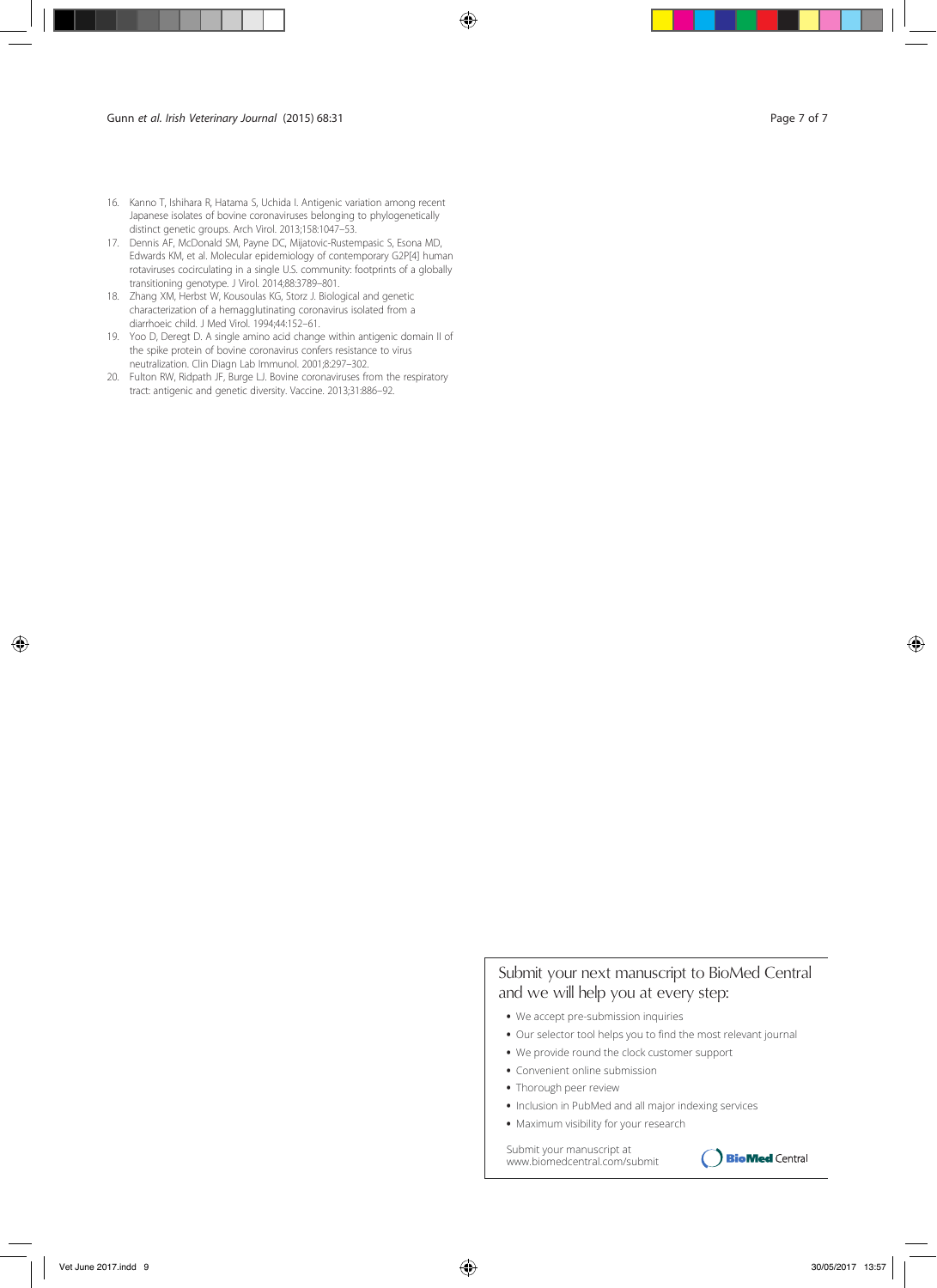16. Kanno T, Ishihara R, Hatama S, Uchida I. Antigenic variation among recent Japanese isolates of bovine coronaviruses belonging to phylogenetically distinct genetic groups. Arch Virol. 2013;158:1047–53.
17. Dennis AF, McDonald SM, Payne DC, Mijatovic-Rustempasic S, Esona MD, Edwards KM, et al. Molecular epidemiology of contemporary G2P[4] human rotaviruses cocirculating in a single U.S. community: footprints of a globally transitioning genotype. J Virol. 2014;88:3789–801.
18. Zhang XM, Herbst W, Kousoulas KG, Storz J. Biological and genetic characterization of a hemagglutinating coronavirus isolated from a diarrhoeic child. J Med Virol. 1994;44:152–61.
19. Yoo D, Deregt D. A single amino acid change within antigenic domain II of the spike protein of bovine coronavirus confers resistance to virus neutralization. Clin Diagn Lab Immunol. 2001;8:297–302.
20. Fulton RW, Ridpath JF, Burge LJ. Bovine coronaviruses from the respiratory tract: antigenic and genetic diversity. Vaccine. 2013;31:886–92.

Submit your next manuscript to BioMed Central and we will help you at every step:

- We accept pre-submission inquiries
- Our selector tool helps you to find the most relevant journal
- We provide round the clock customer support
- Convenient online submission
- Thorough peer review
- Inclusion in PubMed and all major indexing services
- Maximum visibility for your research

Submit your manuscript at www.biomedcentral.com/submit

BioMed Central